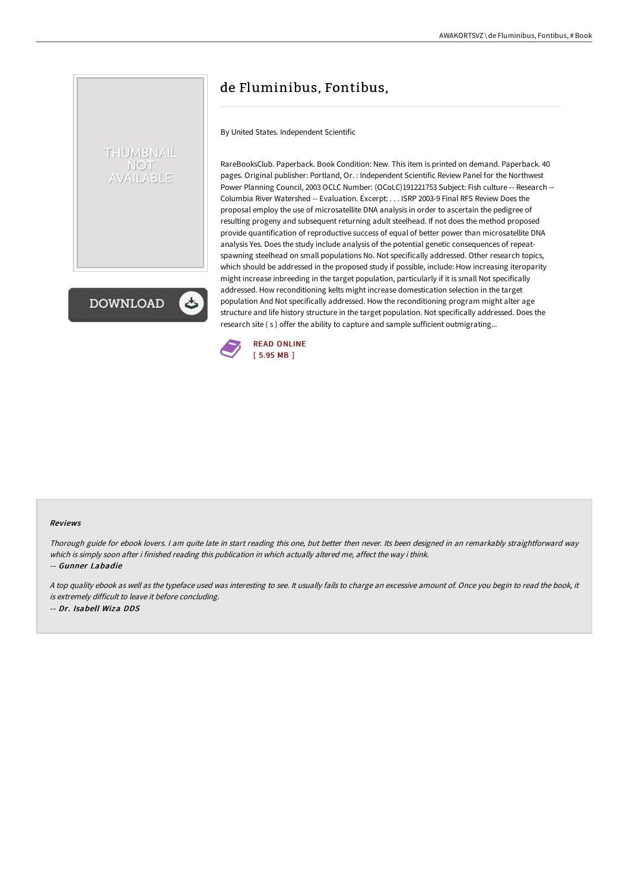# de Fluminibus, Fontibus,

By United States. Independent Scientific

RareBooksClub. Paperback. Book Condition: New. This item is printed on demand. Paperback. 40 pages. Original publisher: Portland, Or. : Independent Scientific Review Panel for the Northwest Power Planning Council, 2003 OCLC Number: (OCoLC)191221753 Subject: Fish culture -- Research -- Columbia River Watershed -- Evaluation. Excerpt: . . . ISRP 2003-9 Final RFS Review Does the proposal employ the use of microsatellite DNA analysis in order to ascertain the pedigree of resulting progeny and subsequent returning adult steelhead. If not does the method proposed provide quantification of reproductive success of equal of better power than microsatellite DNA analysis Yes. Does the study include analysis of the potential genetic consequences of repeat-spawning steelhead on small populations No. Not specifically addressed. Other research topics, which should be addressed in the proposed study if possible, include: How increasing iteroparity might increase inbreeding in the target population, particularly if it is small Not specifically addressed. How reconditioning kelts might increase domestication selection in the target population And Not specifically addressed. How the reconditioning program might alter age structure and life history structure in the target population. Not specifically addressed. Does the research site ( s ) offer the ability to capture and sample sufficient outmigrating...

READ ONLINE
[ 5.95 MB ]

DOWNLOAD

### Reviews

*Thorough guide for ebook lovers. I am quite late in start reading this one, but better then never. Its been designed in an remarkably straightforward way which is simply soon after i finished reading this publication in which actually altered me, affect the way i think.*

*-- Gunner Labadie*

*A top quality ebook as well as the typeface used was interesting to see. It usually fails to charge an excessive amount of. Once you begin to read the book, it is extremely difficult to leave it before concluding.*

*-- Dr. Isabell Wiza DDS*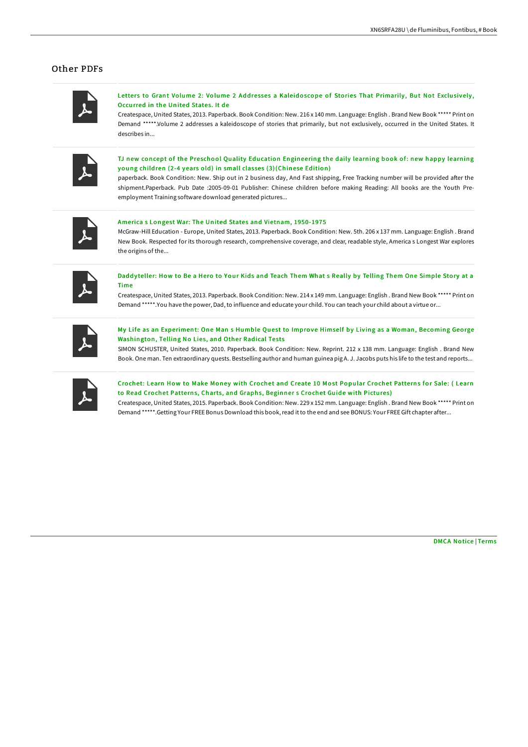## Other PDFs

**Letters to Grant Volume 2: Volume 2 Addresses a Kaleidoscope of Stories That Primarily, But Not Exclusively, Occurred in the United States. It de**

Createspace, United States, 2013. Paperback. Book Condition: New. 216 x 140 mm. Language: English . Brand New Book ***** Print on Demand *****.Volume 2 addresses a kaleidoscope of stories that primarily, but not exclusively, occurred in the United States. It describes in...

**TJ new concept of the Preschool Quality Education Engineering the daily learning book of: new happy learning young children (2-4 years old) in small classes (3)(Chinese Edition)**

paperback. Book Condition: New. Ship out in 2 business day, And Fast shipping, Free Tracking number will be provided after the shipment.Paperback. Pub Date :2005-09-01 Publisher: Chinese children before making Reading: All books are the Youth Pre-employment Training software download generated pictures...

**America s Longest War: The United States and Vietnam, 1950-1975**

McGraw-Hill Education - Europe, United States, 2013. Paperback. Book Condition: New. 5th. 206 x 137 mm. Language: English . Brand New Book. Respected for its thorough research, comprehensive coverage, and clear, readable style, America s Longest War explores the origins of the...

**Daddyteller: How to Be a Hero to Your Kids and Teach Them What s Really by Telling Them One Simple Story at a Time**

Createspace, United States, 2013. Paperback. Book Condition: New. 214 x 149 mm. Language: English . Brand New Book ***** Print on Demand *****.You have the power, Dad, to influence and educate your child. You can teach your child about a virtue or...

**My Life as an Experiment: One Man s Humble Quest to Improve Himself by Living as a Woman, Becoming George Washington, Telling No Lies, and Other Radical Tests**

SIMON SCHUSTER, United States, 2010. Paperback. Book Condition: New. Reprint. 212 x 138 mm. Language: English . Brand New Book. One man. Ten extraordinary quests. Bestselling author and human guinea pig A. J. Jacobs puts his life to the test and reports...

**Crochet: Learn How to Make Money with Crochet and Create 10 Most Popular Crochet Patterns for Sale: ( Learn to Read Crochet Patterns, Charts, and Graphs, Beginner s Crochet Guide with Pictures)**

Createspace, United States, 2015. Paperback. Book Condition: New. 229 x 152 mm. Language: English . Brand New Book ***** Print on Demand *****.Getting Your FREE Bonus Download this book, read it to the end and see BONUS: Your FREE Gift chapter after...

DMCA Notice | Terms